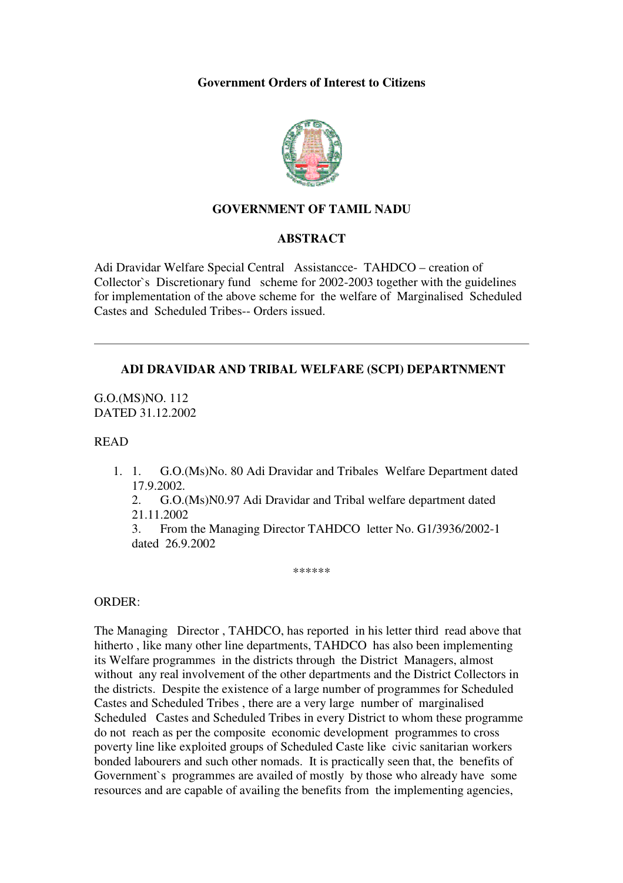**Government Orders of Interest to Citizens**

**GOVERNMENT OF TAMIL NADU**

**ABSTRACT**

Adi Dravidar Welfare Special Central Assistancce- TAHDCO – creation of Collector`s Discretionary fund scheme for 2002-2003 together with the guidelines for implementation of the above scheme for the welfare of Marginalised Scheduled Castes and Scheduled Tribes-- Orders issued.

---

**ADI DRAVIDAR AND TRIBAL WELFARE (SCPI) DEPARTNMENT**

G.O.(MS)NO. 112
DATED 31.12.2002

READ

1. 1. G.O.(Ms)No. 80 Adi Dravidar and Tribales Welfare Department dated 17.9.2002.
   2. G.O.(Ms)N0.97 Adi Dravidar and Tribal welfare department dated 21.11.2002
   3. From the Managing Director TAHDCO letter No. G1/3936/2002-1 dated 26.9.2002

\*\*\*\*\*\*

ORDER:

The Managing Director , TAHDCO, has reported in his letter third read above that hitherto , like many other line departments, TAHDCO has also been implementing its Welfare programmes in the districts through the District Managers, almost without any real involvement of the other departments and the District Collectors in the districts. Despite the existence of a large number of programmes for Scheduled Castes and Scheduled Tribes , there are a very large number of marginalised Scheduled Castes and Scheduled Tribes in every District to whom these programme do not reach as per the composite economic development programmes to cross poverty line like exploited groups of Scheduled Caste like civic sanitarian workers bonded labourers and such other nomads. It is practically seen that, the benefits of Government`s programmes are availed of mostly by those who already have some resources and are capable of availing the benefits from the implementing agencies,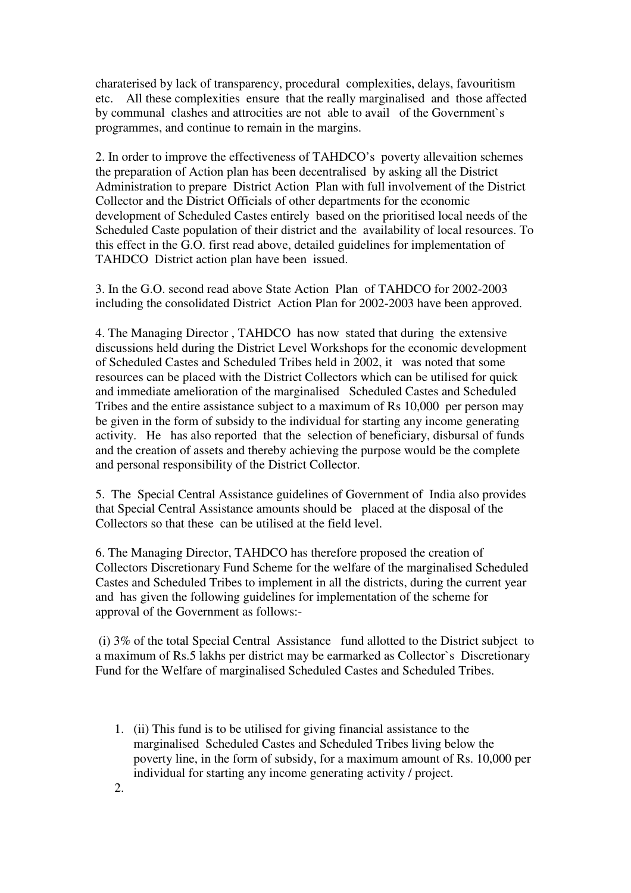charaterised by lack of transparency, procedural complexities, delays, favouritism etc. All these complexities ensure that the really marginalised and those affected by communal clashes and attrocities are not able to avail of the Government`s programmes, and continue to remain in the margins.

2. In order to improve the effectiveness of TAHDCO's poverty allevaition schemes the preparation of Action plan has been decentralised by asking all the District Administration to prepare District Action Plan with full involvement of the District Collector and the District Officials of other departments for the economic development of Scheduled Castes entirely based on the prioritised local needs of the Scheduled Caste population of their district and the availability of local resources. To this effect in the G.O. first read above, detailed guidelines for implementation of TAHDCO District action plan have been issued.

3. In the G.O. second read above State Action Plan of TAHDCO for 2002-2003 including the consolidated District Action Plan for 2002-2003 have been approved.

4. The Managing Director , TAHDCO has now stated that during the extensive discussions held during the District Level Workshops for the economic development of Scheduled Castes and Scheduled Tribes held in 2002, it was noted that some resources can be placed with the District Collectors which can be utilised for quick and immediate amelioration of the marginalised Scheduled Castes and Scheduled Tribes and the entire assistance subject to a maximum of Rs 10,000 per person may be given in the form of subsidy to the individual for starting any income generating activity. He has also reported that the selection of beneficiary, disbursal of funds and the creation of assets and thereby achieving the purpose would be the complete and personal responsibility of the District Collector.

5. The Special Central Assistance guidelines of Government of India also provides that Special Central Assistance amounts should be placed at the disposal of the Collectors so that these can be utilised at the field level.

6. The Managing Director, TAHDCO has therefore proposed the creation of Collectors Discretionary Fund Scheme for the welfare of the marginalised Scheduled Castes and Scheduled Tribes to implement in all the districts, during the current year and has given the following guidelines for implementation of the scheme for approval of the Government as follows:-

(i) 3% of the total Special Central Assistance fund allotted to the District subject to a maximum of Rs.5 lakhs per district may be earmarked as Collector`s Discretionary Fund for the Welfare of marginalised Scheduled Castes and Scheduled Tribes.

1. (ii) This fund is to be utilised for giving financial assistance to the marginalised Scheduled Castes and Scheduled Tribes living below the poverty line, in the form of subsidy, for a maximum amount of Rs. 10,000 per individual for starting any income generating activity / project.
2.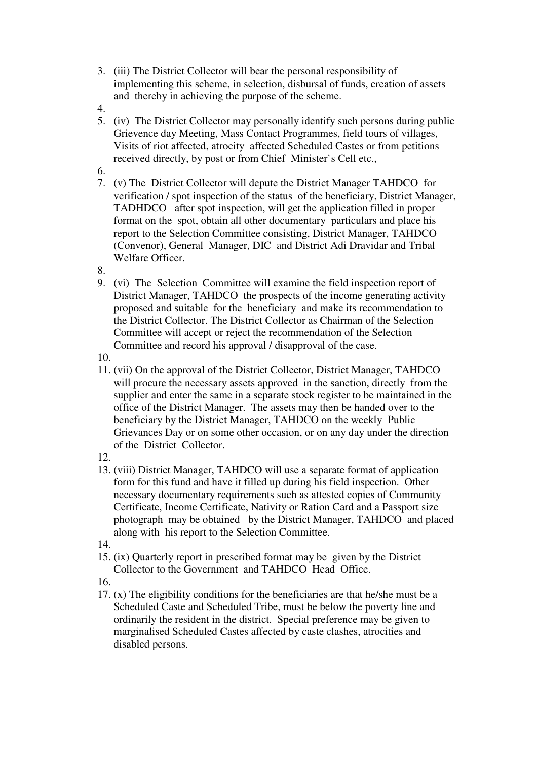3. (iii) The District Collector will bear the personal responsibility of implementing this scheme, in selection, disbursal of funds, creation of assets and thereby in achieving the purpose of the scheme.
4. 
5. (iv) The District Collector may personally identify such persons during public Grievence day Meeting, Mass Contact Programmes, field tours of villages, Visits of riot affected, atrocity affected Scheduled Castes or from petitions received directly, by post or from Chief Minister`s Cell etc.,
6. 
7. (v) The District Collector will depute the District Manager TAHDCO for verification / spot inspection of the status of the beneficiary, District Manager, TADHDCO after spot inspection, will get the application filled in proper format on the spot, obtain all other documentary particulars and place his report to the Selection Committee consisting, District Manager, TAHDCO (Convenor), General Manager, DIC and District Adi Dravidar and Tribal Welfare Officer.
8. 
9. (vi) The Selection Committee will examine the field inspection report of District Manager, TAHDCO the prospects of the income generating activity proposed and suitable for the beneficiary and make its recommendation to the District Collector. The District Collector as Chairman of the Selection Committee will accept or reject the recommendation of the Selection Committee and record his approval / disapproval of the case.
10. 
11. (vii) On the approval of the District Collector, District Manager, TAHDCO will procure the necessary assets approved in the sanction, directly from the supplier and enter the same in a separate stock register to be maintained in the office of the District Manager. The assets may then be handed over to the beneficiary by the District Manager, TAHDCO on the weekly Public Grievances Day or on some other occasion, or on any day under the direction of the District Collector.
12. 
13. (viii) District Manager, TAHDCO will use a separate format of application form for this fund and have it filled up during his field inspection. Other necessary documentary requirements such as attested copies of Community Certificate, Income Certificate, Nativity or Ration Card and a Passport size photograph may be obtained by the District Manager, TAHDCO and placed along with his report to the Selection Committee.
14. 
15. (ix) Quarterly report in prescribed format may be given by the District Collector to the Government and TAHDCO Head Office.
16. 
17. (x) The eligibility conditions for the beneficiaries are that he/she must be a Scheduled Caste and Scheduled Tribe, must be below the poverty line and ordinarily the resident in the district. Special preference may be given to marginalised Scheduled Castes affected by caste clashes, atrocities and disabled persons.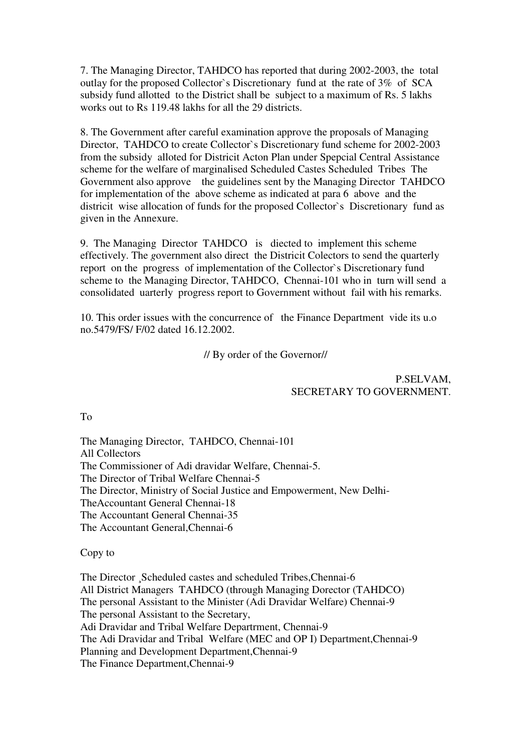7. The Managing Director, TAHDCO has reported that during 2002-2003, the total outlay for the proposed Collector`s Discretionary fund at the rate of 3% of SCA subsidy fund allotted to the District shall be subject to a maximum of Rs. 5 lakhs works out to Rs 119.48 lakhs for all the 29 districts.

8. The Government after careful examination approve the proposals of Managing Director, TAHDCO to create Collector`s Discretionary fund scheme for 2002-2003 from the subsidy alloted for Districit Acton Plan under Spepcial Central Assistance scheme for the welfare of marginalised Scheduled Castes Scheduled Tribes The Government also approve the guidelines sent by the Managing Director TAHDCO for implementation of the above scheme as indicated at para 6 above and the districit wise allocation of funds for the proposed Collector`s Discretionary fund as given in the Annexure.

9. The Managing Director TAHDCO is diected to implement this scheme effectively. The government also direct the Districit Colectors to send the quarterly report on the progress of implementation of the Collector`s Discretionary fund scheme to the Managing Director, TAHDCO, Chennai-101 who in turn will send a consolidated uarterly progress report to Government without fail with his remarks.

10. This order issues with the concurrence of the Finance Department vide its u.o no.5479/FS/ F/02 dated 16.12.2002.

// By order of the Governor//

P.SELVAM,
SECRETARY TO GOVERNMENT.

To

The Managing Director, TAHDCO, Chennai-101
All Collectors
The Commissioner of Adi dravidar Welfare, Chennai-5.
The Director of Tribal Welfare Chennai-5
The Director, Ministry of Social Justice and Empowerment, New Delhi-
TheAccountant General Chennai-18
The Accountant General Chennai-35
The Accountant General,Chennai-6

Copy to

The Director ,Scheduled castes and scheduled Tribes,Chennai-6
All District Managers TAHDCO (through Managing Dorector (TAHDCO)
The personal Assistant to the Minister (Adi Dravidar Welfare) Chennai-9
The personal Assistant to the Secretary,
Adi Dravidar and Tribal Welfare Depatrment, Chennai-9
The Adi Dravidar and Tribal Welfare (MEC and OP I) Department,Chennai-9
Planning and Development Department,Chennai-9
The Finance Department,Chennai-9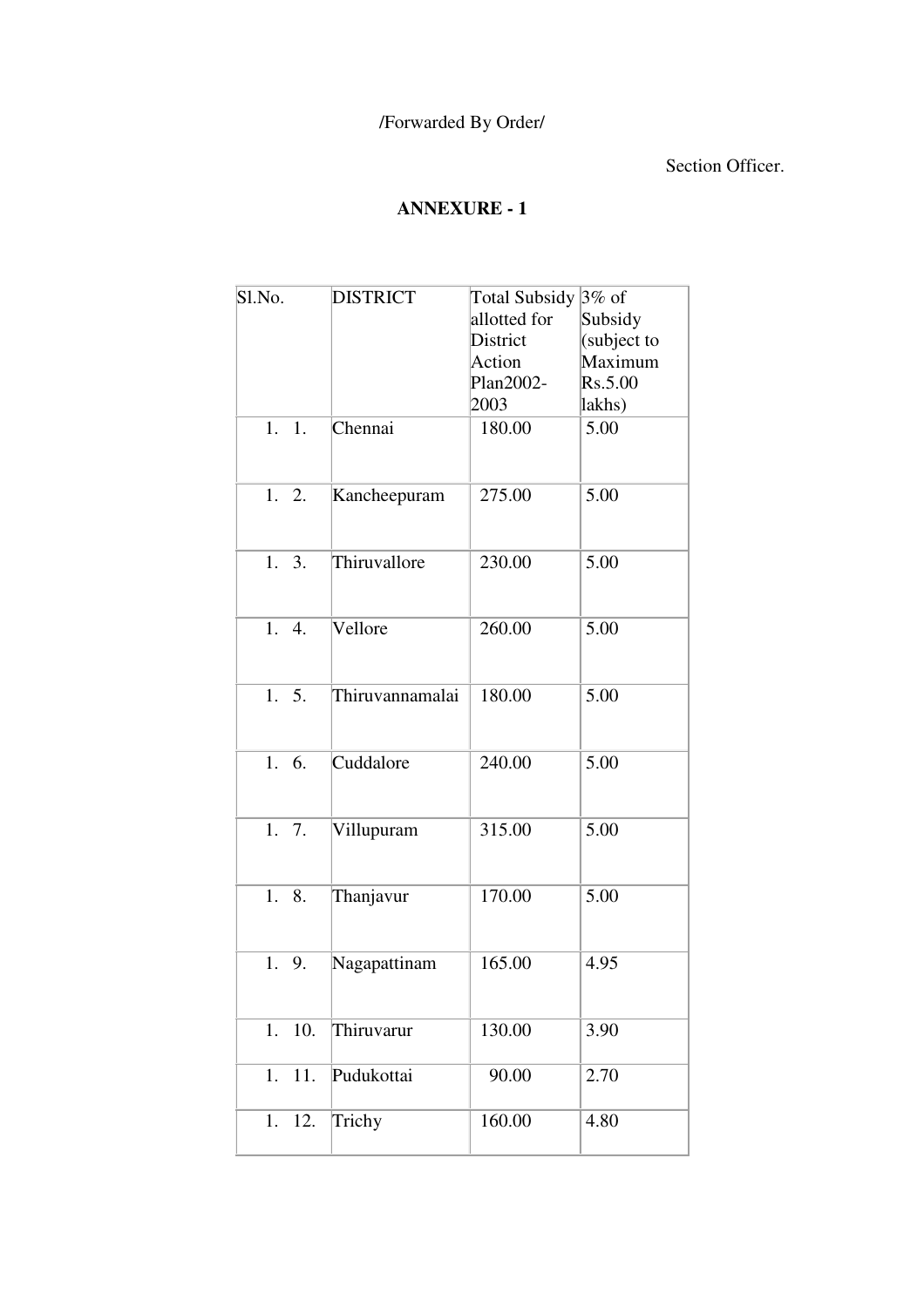/Forwarded By Order/

Section Officer.

**ANNEXURE - 1**

| Sl.No. | DISTRICT | Total Subsidy allotted for District Action Plan2002-2003 | 3% of Subsidy (subject to Maximum Rs.5.00 lakhs) |
|---|---|---|---|
| 1. 1. | Chennai | 180.00 | 5.00 |
| 1. 2. | Kancheepuram | 275.00 | 5.00 |
| 1. 3. | Thiruvallore | 230.00 | 5.00 |
| 1. 4. | Vellore | 260.00 | 5.00 |
| 1. 5. | Thiruvannamalai | 180.00 | 5.00 |
| 1. 6. | Cuddalore | 240.00 | 5.00 |
| 1. 7. | Villupuram | 315.00 | 5.00 |
| 1. 8. | Thanjavur | 170.00 | 5.00 |
| 1. 9. | Nagapattinam | 165.00 | 4.95 |
| 1. 10. | Thiruvarur | 130.00 | 3.90 |
| 1. 11. | Pudukottai | 90.00 | 2.70 |
| 1. 12. | Trichy | 160.00 | 4.80 |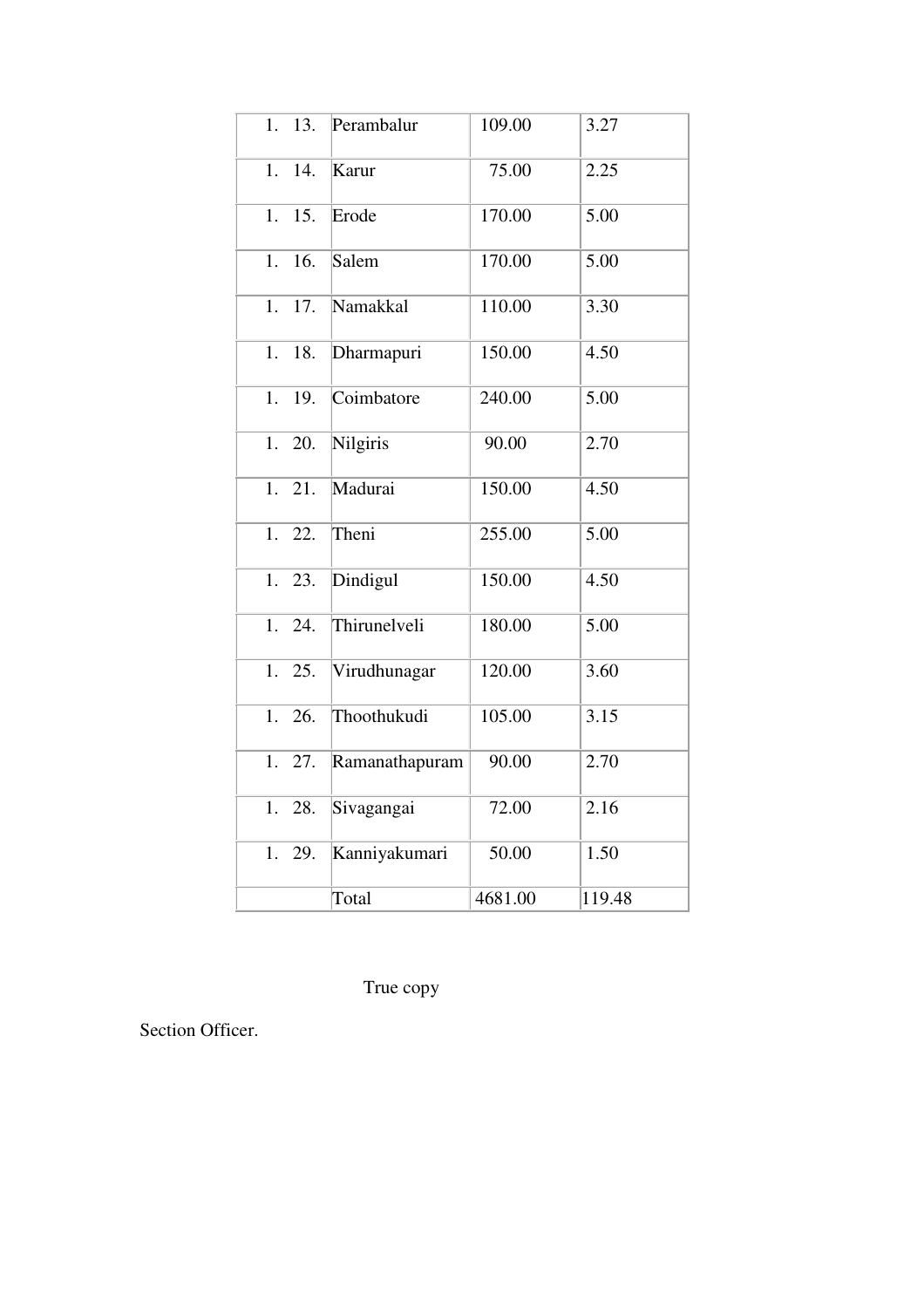| | | | |
|---|---|---|---|
| 1. 13. | Perambalur | 109.00 | 3.27 |
| 1. 14. | Karur | 75.00 | 2.25 |
| 1. 15. | Erode | 170.00 | 5.00 |
| 1. 16. | Salem | 170.00 | 5.00 |
| 1. 17. | Namakkal | 110.00 | 3.30 |
| 1. 18. | Dharmapuri | 150.00 | 4.50 |
| 1. 19. | Coimbatore | 240.00 | 5.00 |
| 1. 20. | Nilgiris | 90.00 | 2.70 |
| 1. 21. | Madurai | 150.00 | 4.50 |
| 1. 22. | Theni | 255.00 | 5.00 |
| 1. 23. | Dindigul | 150.00 | 4.50 |
| 1. 24. | Thirunelveli | 180.00 | 5.00 |
| 1. 25. | Virudhunagar | 120.00 | 3.60 |
| 1. 26. | Thoothukudi | 105.00 | 3.15 |
| 1. 27. | Ramanathapuram | 90.00 | 2.70 |
| 1. 28. | Sivagangai | 72.00 | 2.16 |
| 1. 29. | Kanniyakumari | 50.00 | 1.50 |
| | Total | 4681.00 | 119.48 |

True copy

Section Officer.